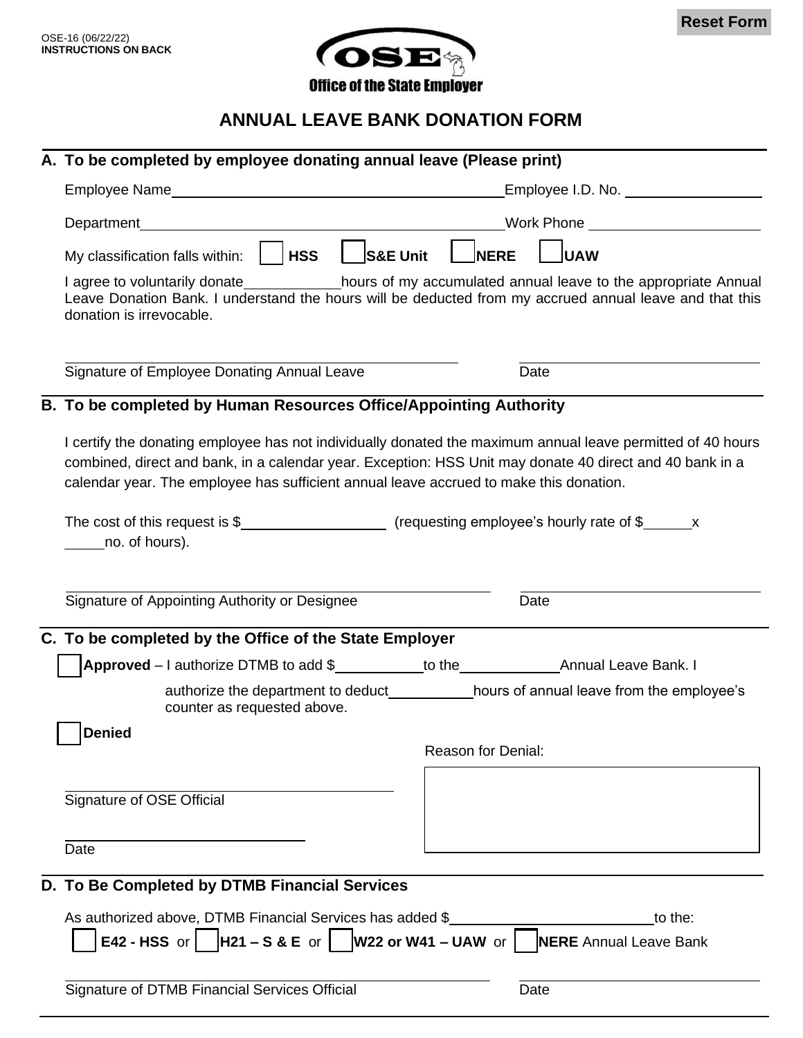OSE-16 (06/22/22)
**INSTRUCTIONS ON BACK**

Reset Form

**Office of the State Employer**

# ANNUAL LEAVE BANK DONATION FORM

## A. To be completed by employee donating annual leave (Please print)

Employee Name\_\_\_\_\_\_\_\_\_\_\_\_\_\_\_\_\_\_\_\_\_\_\_\_\_\_\_\_\_\_\_\_\_\_\_\_ Employee I.D. No. \_\_\_\_\_\_\_\_\_\_\_\_\_\_\_

Department\_\_\_\_\_\_\_\_\_\_\_\_\_\_\_\_\_\_\_\_\_\_\_\_\_\_\_\_\_\_\_\_\_\_\_\_\_\_ Work Phone \_\_\_\_\_\_\_\_\_\_\_\_\_\_\_\_\_\_

My classification falls within: ☐ **HSS** ☐ **S&E Unit** ☐ **NERE** ☐ **UAW**

I agree to voluntarily donate\_\_\_\_\_\_\_\_\_\_hours of my accumulated annual leave to the appropriate Annual Leave Donation Bank. I understand the hours will be deducted from my accrued annual leave and that this donation is irrevocable.

Signature of Employee Donating Annual Leave \_\_\_\_\_\_\_\_\_\_\_\_\_\_\_\_\_\_\_\_ Date \_\_\_\_\_\_\_\_\_\_

## B. To be completed by Human Resources Office/Appointing Authority

I certify the donating employee has not individually donated the maximum annual leave permitted of 40 hours combined, direct and bank, in a calendar year. Exception: HSS Unit may donate 40 direct and 40 bank in a calendar year. The employee has sufficient annual leave accrued to make this donation.

The cost of this request is $\_\_\_\_\_\_\_\_\_\_\_\_\_\_\_ (requesting employee's hourly rate of $\_\_\_\_\_ x \_\_\_\_\_no. of hours).

Signature of Appointing Authority or Designee \_\_\_\_\_\_\_\_\_\_\_\_\_\_\_\_\_\_\_\_ Date \_\_\_\_\_\_\_\_\_\_

## C. To be completed by the Office of the State Employer

☐ **Approved** – I authorize DTMB to add $\_\_\_\_\_\_\_\_\_\_to the\_\_\_\_\_\_\_\_\_\_\_Annual Leave Bank. I authorize the department to deduct\_\_\_\_\_\_\_\_\_\_hours of annual leave from the employee's counter as requested above.

☐ **Denied**

Reason for Denial:

Signature of OSE Official \_\_\_\_\_\_\_\_\_\_\_\_\_\_\_\_\_\_\_\_

Date \_\_\_\_\_\_\_\_\_\_

## D. To Be Completed by DTMB Financial Services

As authorized above, DTMB Financial Services has added $\_\_\_\_\_\_\_\_\_\_\_\_\_\_\_\_\_\_\_\_to the:

☐ **E42 - HSS** or ☐ **H21 – S & E** or ☐ **W22 or W41 – UAW** or ☐ **NERE** Annual Leave Bank

Signature of DTMB Financial Services Official \_\_\_\_\_\_\_\_\_\_\_\_\_\_\_\_\_\_\_\_ Date \_\_\_\_\_\_\_\_\_\_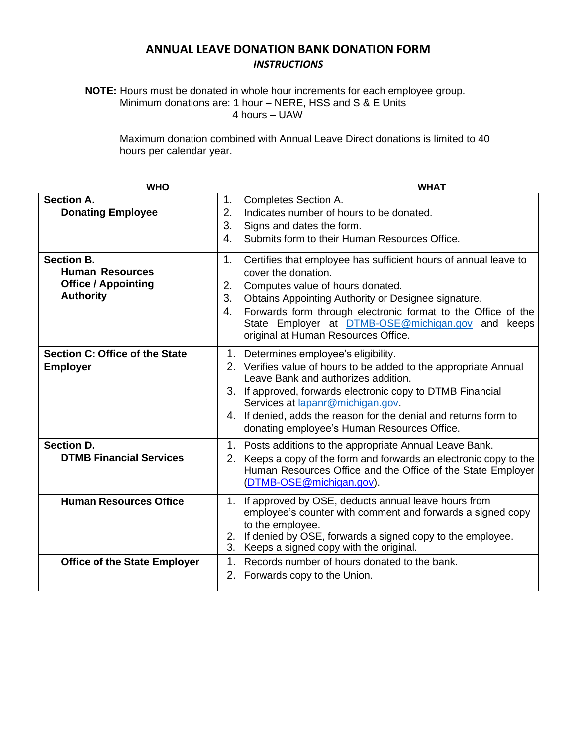# ANNUAL LEAVE DONATION BANK DONATION FORM

***INSTRUCTIONS***

**NOTE:** Hours must be donated in whole hour increments for each employee group.
Minimum donations are: 1 hour – NERE, HSS and S & E Units
4 hours – UAW

Maximum donation combined with Annual Leave Direct donations is limited to 40 hours per calendar year.

| WHO | WHAT |
|---|---|
| **Section A.** **Donating Employee** | 1. Completes Section A.<br>2. Indicates number of hours to be donated.<br>3. Signs and dates the form.<br>4. Submits form to their Human Resources Office. |
| **Section B.** **Human Resources Office / Appointing Authority** | 1. Certifies that employee has sufficient hours of annual leave to cover the donation.<br>2. Computes value of hours donated.<br>3. Obtains Appointing Authority or Designee signature.<br>4. Forwards form through electronic format to the Office of the State Employer at DTMB-OSE@michigan.gov and keeps original at Human Resources Office. |
| **Section C: Office of the State Employer** | 1. Determines employee's eligibility.<br>2. Verifies value of hours to be added to the appropriate Annual Leave Bank and authorizes addition.<br>3. If approved, forwards electronic copy to DTMB Financial Services at lapanr@michigan.gov.<br>4. If denied, adds the reason for the denial and returns form to donating employee's Human Resources Office. |
| **Section D.** **DTMB Financial Services** | 1. Posts additions to the appropriate Annual Leave Bank.<br>2. Keeps a copy of the form and forwards an electronic copy to the Human Resources Office and the Office of the State Employer (DTMB-OSE@michigan.gov). |
| **Human Resources Office** | 1. If approved by OSE, deducts annual leave hours from employee's counter with comment and forwards a signed copy to the employee.<br>2. If denied by OSE, forwards a signed copy to the employee.<br>3. Keeps a signed copy with the original. |
| **Office of the State Employer** | 1. Records number of hours donated to the bank.<br>2. Forwards copy to the Union. |